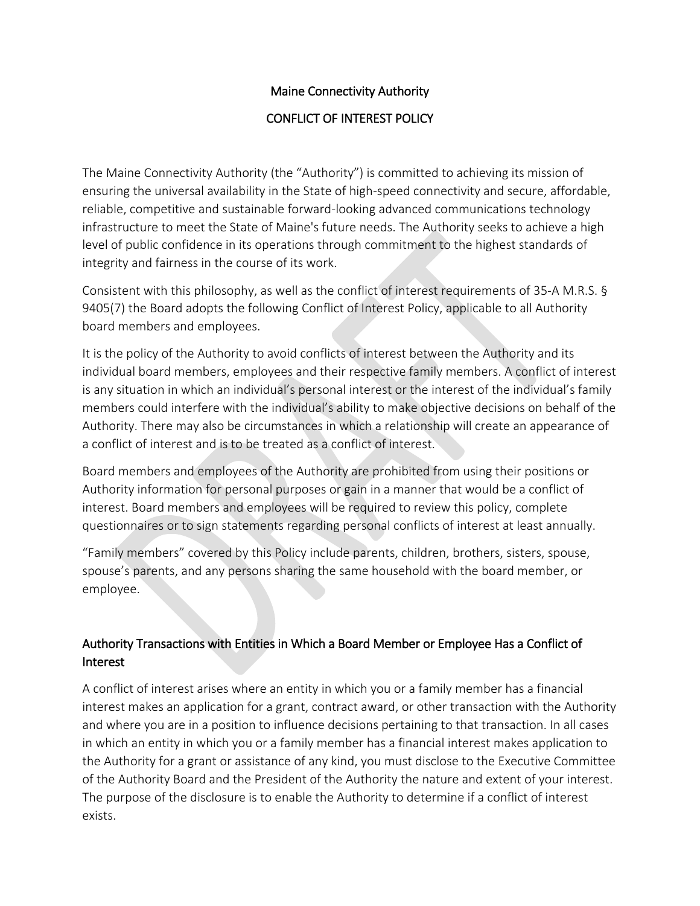# Maine Connectivity Authority

## CONFLICT OF INTEREST POLICY

The Maine Connectivity Authority (the "Authority") is committed to achieving its mission of ensuring the universal availability in the State of high-speed connectivity and secure, affordable, reliable, competitive and sustainable forward-looking advanced communications technology infrastructure to meet the State of Maine's future needs. The Authority seeks to achieve a high level of public confidence in its operations through commitment to the highest standards of integrity and fairness in the course of its work.

Consistent with this philosophy, as well as the conflict of interest requirements of 35-A M.R.S. § 9405(7) the Board adopts the following Conflict of Interest Policy, applicable to all Authority board members and employees.

It is the policy of the Authority to avoid conflicts of interest between the Authority and its individual board members, employees and their respective family members. A conflict of interest is any situation in which an individual's personal interest or the interest of the individual's family members could interfere with the individual's ability to make objective decisions on behalf of the Authority. There may also be circumstances in which a relationship will create an appearance of a conflict of interest and is to be treated as a conflict of interest.

Board members and employees of the Authority are prohibited from using their positions or Authority information for personal purposes or gain in a manner that would be a conflict of interest. Board members and employees will be required to review this policy, complete questionnaires or to sign statements regarding personal conflicts of interest at least annually.

"Family members" covered by this Policy include parents, children, brothers, sisters, spouse, spouse's parents, and any persons sharing the same household with the board member, or employee.

### Authority Transactions with Entities in Which a Board Member or Employee Has a Conflict of Interest

A conflict of interest arises where an entity in which you or a family member has a financial interest makes an application for a grant, contract award, or other transaction with the Authority and where you are in a position to influence decisions pertaining to that transaction. In all cases in which an entity in which you or a family member has a financial interest makes application to the Authority for a grant or assistance of any kind, you must disclose to the Executive Committee of the Authority Board and the President of the Authority the nature and extent of your interest. The purpose of the disclosure is to enable the Authority to determine if a conflict of interest exists.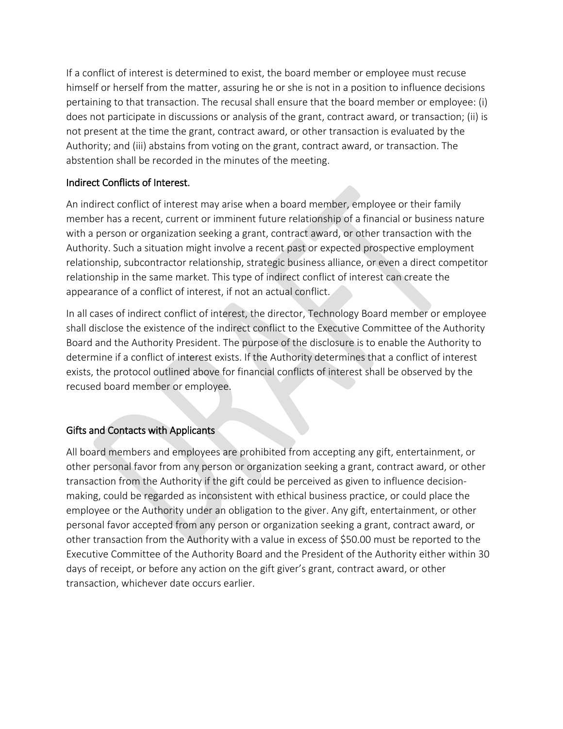If a conflict of interest is determined to exist, the board member or employee must recuse himself or herself from the matter, assuring he or she is not in a position to influence decisions pertaining to that transaction. The recusal shall ensure that the board member or employee: (i) does not participate in discussions or analysis of the grant, contract award, or transaction; (ii) is not present at the time the grant, contract award, or other transaction is evaluated by the Authority; and (iii) abstains from voting on the grant, contract award, or transaction. The abstention shall be recorded in the minutes of the meeting.

### Indirect Conflicts of Interest.

An indirect conflict of interest may arise when a board member, employee or their family member has a recent, current or imminent future relationship of a financial or business nature with a person or organization seeking a grant, contract award, or other transaction with the Authority. Such a situation might involve a recent past or expected prospective employment relationship, subcontractor relationship, strategic business alliance, or even a direct competitor relationship in the same market. This type of indirect conflict of interest can create the appearance of a conflict of interest, if not an actual conflict.

In all cases of indirect conflict of interest, the director, Technology Board member or employee shall disclose the existence of the indirect conflict to the Executive Committee of the Authority Board and the Authority President. The purpose of the disclosure is to enable the Authority to determine if a conflict of interest exists. If the Authority determines that a conflict of interest exists, the protocol outlined above for financial conflicts of interest shall be observed by the recused board member or employee.

### Gifts and Contacts with Applicants

All board members and employees are prohibited from accepting any gift, entertainment, or other personal favor from any person or organization seeking a grant, contract award, or other transaction from the Authority if the gift could be perceived as given to influence decision-making, could be regarded as inconsistent with ethical business practice, or could place the employee or the Authority under an obligation to the giver. Any gift, entertainment, or other personal favor accepted from any person or organization seeking a grant, contract award, or other transaction from the Authority with a value in excess of $50.00 must be reported to the Executive Committee of the Authority Board and the President of the Authority either within 30 days of receipt, or before any action on the gift giver's grant, contract award, or other transaction, whichever date occurs earlier.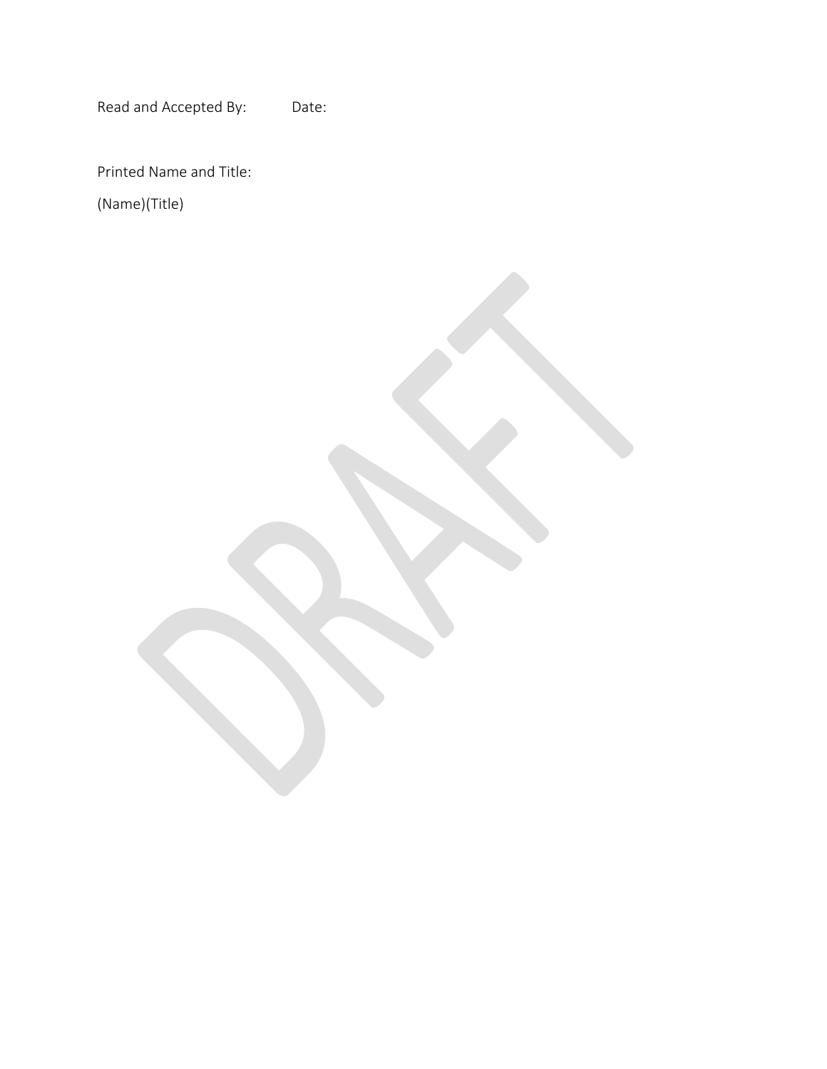Read and Accepted By: Date:

Printed Name and Title:

(Name)(Title)

DRAFT